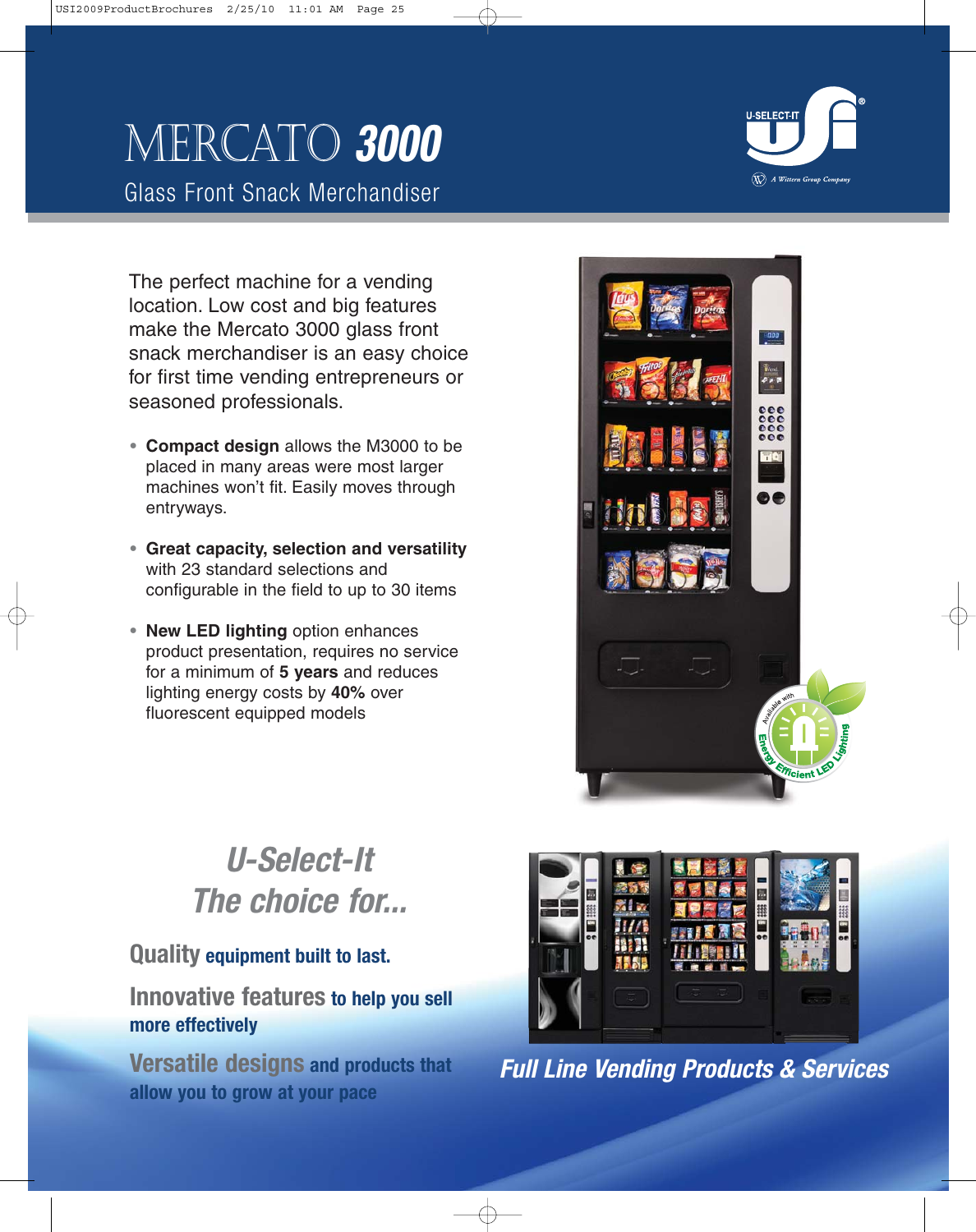# MERCATO 3000

## Glass Front Snack Merchandiser

The perfect machine for a vending location. Low cost and big features make the Mercato 3000 glass front snack merchandiser an easy choice for first time vending entrepreneurs or seasoned professionals.

- **Compact design** allows the M3000 to be placed in many areas were most larger machines won't fit. Easily moves through entryways.
- **Great capacity, selection and versatility** with 23 standard selections and configurable in the field to up to 30 items
- **New LED lighting** option enhances product presentation, requires no service for a minimum of **5 years** and reduces lighting energy costs by **40%** over fluorescent equipped models

## *U-Select-It The choice for...*

**Quality** equipment built to last.

**Innovative features** to help you sell more effectively

**Versatile designs** and products that allow you to grow at your pace

***Full Line Vending Products & Services***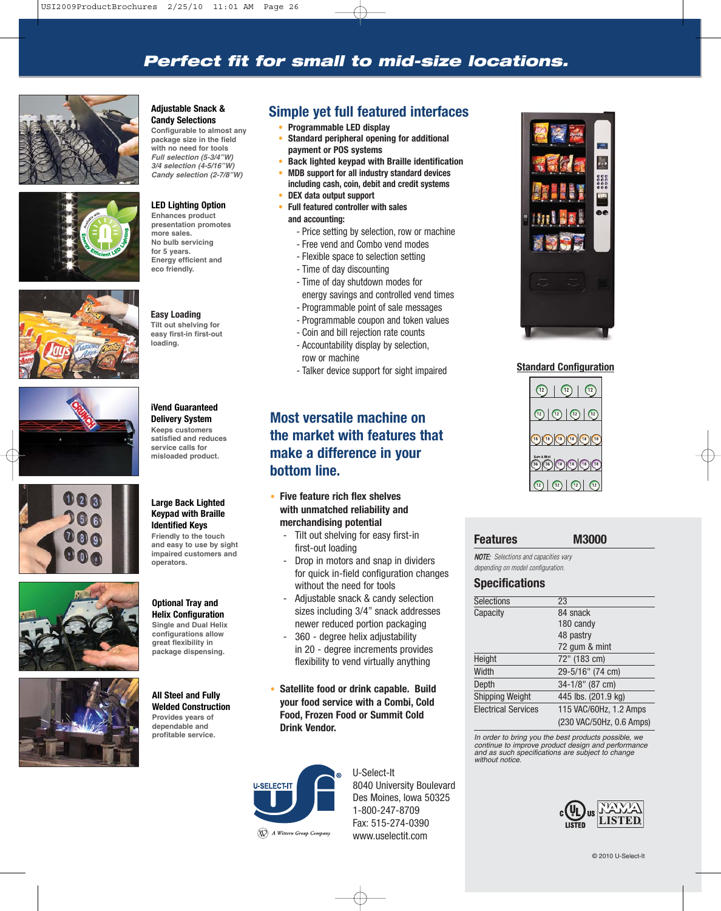# Perfect fit for small to mid-size locations.

**Adjustable Snack & Candy Selections**
Configurable to almost any package size in the field with no need for tools
*Full selection (5-3/4"W)*
*3/4 selection (4-5/16"W)*
*Candy selection (2-7/8"W)*

**LED Lighting Option**
Enhances product presentation promotes more sales.
No bulb servicing for 5 years.
Energy efficient and eco friendly.

**Easy Loading**
Tilt out shelving for easy first-in first-out loading.

**iVend Guaranteed Delivery System**
Keeps customers satisfied and reduces service calls for misloaded product.

**Large Back Lighted Keypad with Braille Identified Keys**
Friendly to the touch and easy to use by sight impaired customers and operators.

**Optional Tray and Helix Configuration**
Single and Dual Helix configurations allow great flexibility in package dispensing.

**All Steel and Fully Welded Construction**
Provides years of dependable and profitable service.

## Simple yet full featured interfaces

- **Programmable LED display**
- **Standard peripheral opening for additional payment or POS systems**
- **Back lighted keypad with Braille identification**
- **MDB support for all industry standard devices including cash, coin, debit and credit systems**
- **DEX data output support**
- **Full featured controller with sales and accounting:**
  - Price setting by selection, row or machine
  - Free vend and Combo vend modes
  - Flexible space to selection setting
  - Time of day discounting
  - Time of day shutdown modes for energy savings and controlled vend times
  - Programmable point of sale messages
  - Programmable coupon and token values
  - Coin and bill rejection rate counts
  - Accountability display by selection, row or machine
  - Talker device support for sight impaired

## Most versatile machine on the market with features that make a difference in your bottom line.

- **Five feature rich flex shelves with unmatched reliability and merchandising potential**
  - Tilt out shelving for easy first-in first-out loading
  - Drop in motors and snap in dividers for quick in-field configuration changes without the need for tools
  - Adjustable snack & candy selection sizes including 3/4" snack addresses newer reduced portion packaging
  - 360 - degree helix adjustability in 20 - degree increments provides flexibility to vend virtually anything
- **Satellite food or drink capable. Build your food service with a Combi, Cold Food, Frozen Food or Summit Cold Drink Vendor.**

**Standard Configuration**

12 12 12
12 12 12 12
18 18 18 18 18 18
Gum & Mint 36 36 18 18 18 18
12 12 12 12

## Features M3000

***NOTE:*** *Selections and capacities vary depending on model configuration.*

## Specifications

| | |
|---|---|
| Selections | 23 |
| Capacity | 84 snack<br>180 candy<br>48 pastry<br>72 gum & mint |
| Height | 72" (183 cm) |
| Width | 29-5/16" (74 cm) |
| Depth | 34-1/8" (87 cm) |
| Shipping Weight | 445 lbs. (201.9 kg) |
| Electrical Services | 115 VAC/60Hz, 1.2 Amps<br>(230 VAC/50Hz, 0.6 Amps) |

*In order to bring you the best products possible, we continue to improve product design and performance and as such specifications are subject to change without notice.*

U-SELECT-IT
A Western Group Company

U-Select-It
8040 University Boulevard
Des Moines, Iowa 50325
1-800-247-8709
Fax: 515-274-0390
www.uselectit.com

c UL us LISTED
NAMA LISTED

© 2010 U-Select-It